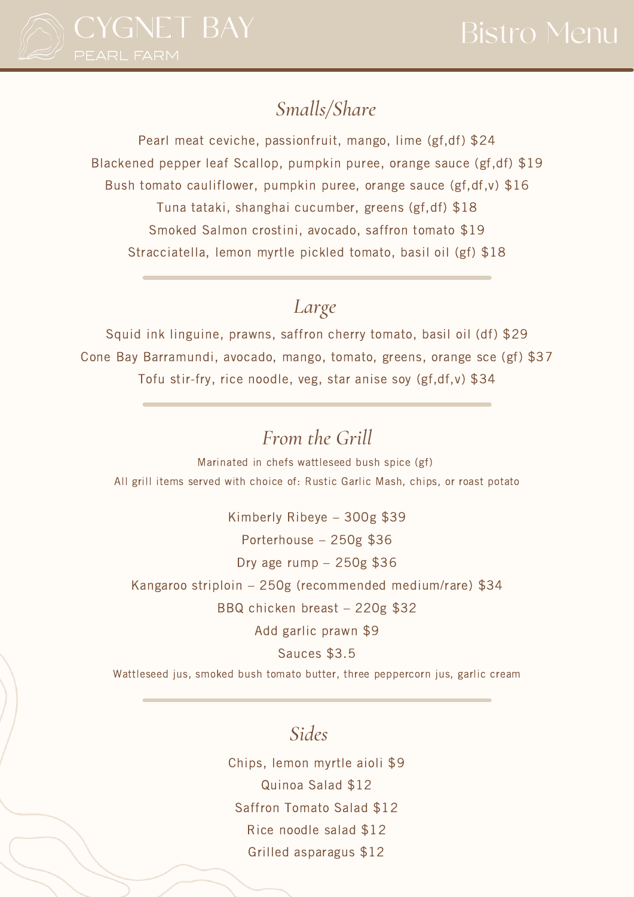# CYGNET BAY
PEARL FARM

# Bistro Menu

## *Smalls/Share*

Pearl meat ceviche, passionfruit, mango, lime (gf,df) $24

Blackened pepper leaf Scallop, pumpkin puree, orange sauce (gf,df) $19

Bush tomato cauliflower, pumpkin puree, orange sauce (gf,df,v) $16

Tuna tataki, shanghai cucumber, greens (gf,df) $18

Smoked Salmon crostini, avocado, saffron tomato $19

Stracciatella, lemon myrtle pickled tomato, basil oil (gf) $18

## *Large*

Squid ink linguine, prawns, saffron cherry tomato, basil oil (df) $29

Cone Bay Barramundi, avocado, mango, tomato, greens, orange sce (gf) $37

Tofu stir-fry, rice noodle, veg, star anise soy (gf,df,v) $34

## *From the Grill*

Marinated in chefs wattleseed bush spice (gf)

All grill items served with choice of: Rustic Garlic Mash, chips, or roast potato

Kimberly Ribeye – 300g $39

Porterhouse – 250g $36

Dry age rump – 250g $36

Kangaroo striploin – 250g (recommended medium/rare) $34

BBQ chicken breast – 220g $32

Add garlic prawn $9

Sauces $3.5

Wattleseed jus, smoked bush tomato butter, three peppercorn jus, garlic cream

## *Sides*

Chips, lemon myrtle aioli $9

Quinoa Salad $12

Saffron Tomato Salad $12

Rice noodle salad $12

Grilled asparagus $12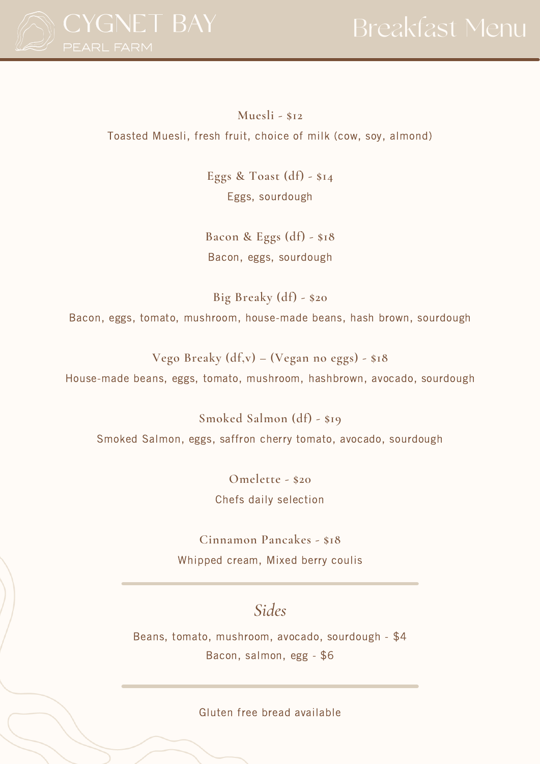# CYGNET BAY PEARL FARM

# Breakfast Menu

**Muesli - $12**

Toasted Muesli, fresh fruit, choice of milk (cow, soy, almond)

**Eggs & Toast (df) - $14**

Eggs, sourdough

**Bacon & Eggs (df) - $18**

Bacon, eggs, sourdough

**Big Breaky (df) - $20**

Bacon, eggs, tomato, mushroom, house-made beans, hash brown, sourdough

**Vego Breaky (df,v) – (Vegan no eggs) - $18**

House-made beans, eggs, tomato, mushroom, hashbrown, avocado, sourdough

**Smoked Salmon (df) - $19**

Smoked Salmon, eggs, saffron cherry tomato, avocado, sourdough

**Omelette - $20**

Chefs daily selection

**Cinnamon Pancakes - $18**

Whipped cream, Mixed berry coulis

---

## *Sides*

Beans, tomato, mushroom, avocado, sourdough - $4

Bacon, salmon, egg - $6

---

Gluten free bread available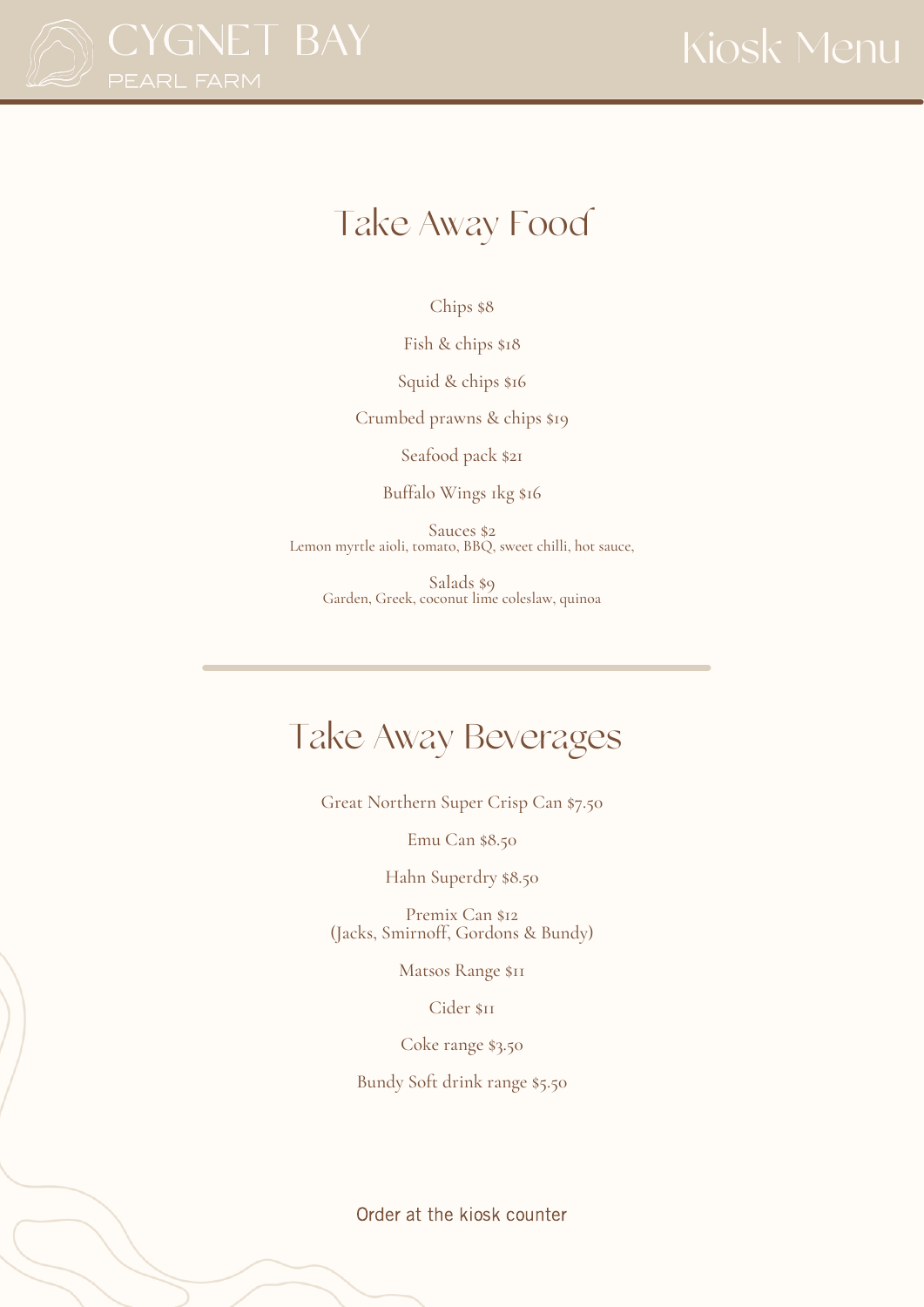# CYGNET BAY
PEARL FARM

# Kiosk Menu

## Take Away Food

Chips $8

Fish & chips $18

Squid & chips $16

Crumbed prawns & chips $19

Seafood pack $21

Buffalo Wings 1kg $16

Sauces $2
Lemon myrtle aioli, tomato, BBQ, sweet chilli, hot sauce,

Salads $9
Garden, Greek, coconut lime coleslaw, quinoa

---

## Take Away Beverages

Great Northern Super Crisp Can $7.50

Emu Can $8.50

Hahn Superdry $8.50

Premix Can $12
(Jacks, Smirnoff, Gordons & Bundy)

Matsos Range $11

Cider $11

Coke range $3.50

Bundy Soft drink range $5.50

Order at the kiosk counter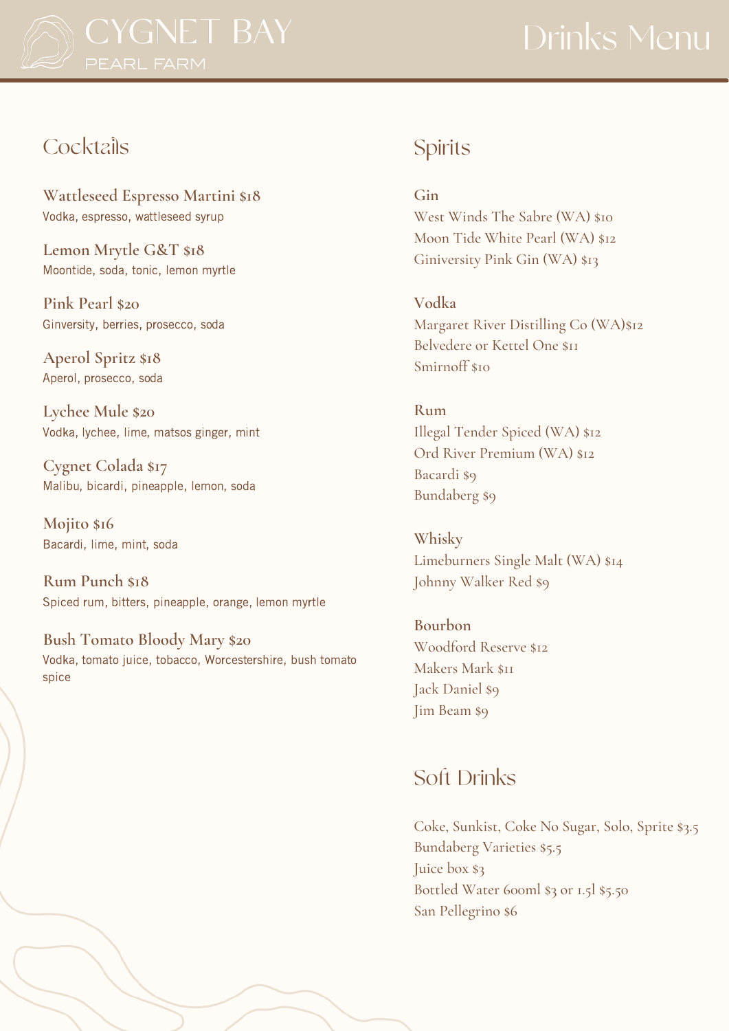# CYGNET BAY
PEARL FARM

# Drinks Menu

## Cocktails

**Wattleseed Espresso Martini $18**
Vodka, espresso, wattleseed syrup

**Lemon Mrytle G&T $18**
Moontide, soda, tonic, lemon myrtle

**Pink Pearl $20**
Ginversity, berries, prosecco, soda

**Aperol Spritz $18**
Aperol, prosecco, soda

**Lychee Mule $20**
Vodka, lychee, lime, matsos ginger, mint

**Cygnet Colada $17**
Malibu, bicardi, pineapple, lemon, soda

**Mojito $16**
Bacardi, lime, mint, soda

**Rum Punch $18**
Spiced rum, bitters, pineapple, orange, lemon myrtle

**Bush Tomato Bloody Mary $20**
Vodka, tomato juice, tobacco, Worcestershire, bush tomato spice

## Spirits

**Gin**
West Winds The Sabre (WA) $10
Moon Tide White Pearl (WA) $12
Giniversity Pink Gin (WA) $13

**Vodka**
Margaret River Distilling Co (WA)$12
Belvedere or Kettel One $11
Smirnoff $10

**Rum**
Illegal Tender Spiced (WA) $12
Ord River Premium (WA) $12
Bacardi $9
Bundaberg $9

**Whisky**
Limeburners Single Malt (WA) $14
Johnny Walker Red $9

**Bourbon**
Woodford Reserve $12
Makers Mark $11
Jack Daniel $9
Jim Beam $9

## Soft Drinks

Coke, Sunkist, Coke No Sugar, Solo, Sprite $3.5
Bundaberg Varieties $5.5
Juice box $3
Bottled Water 600ml $3 or 1.5l $5.50
San Pellegrino $6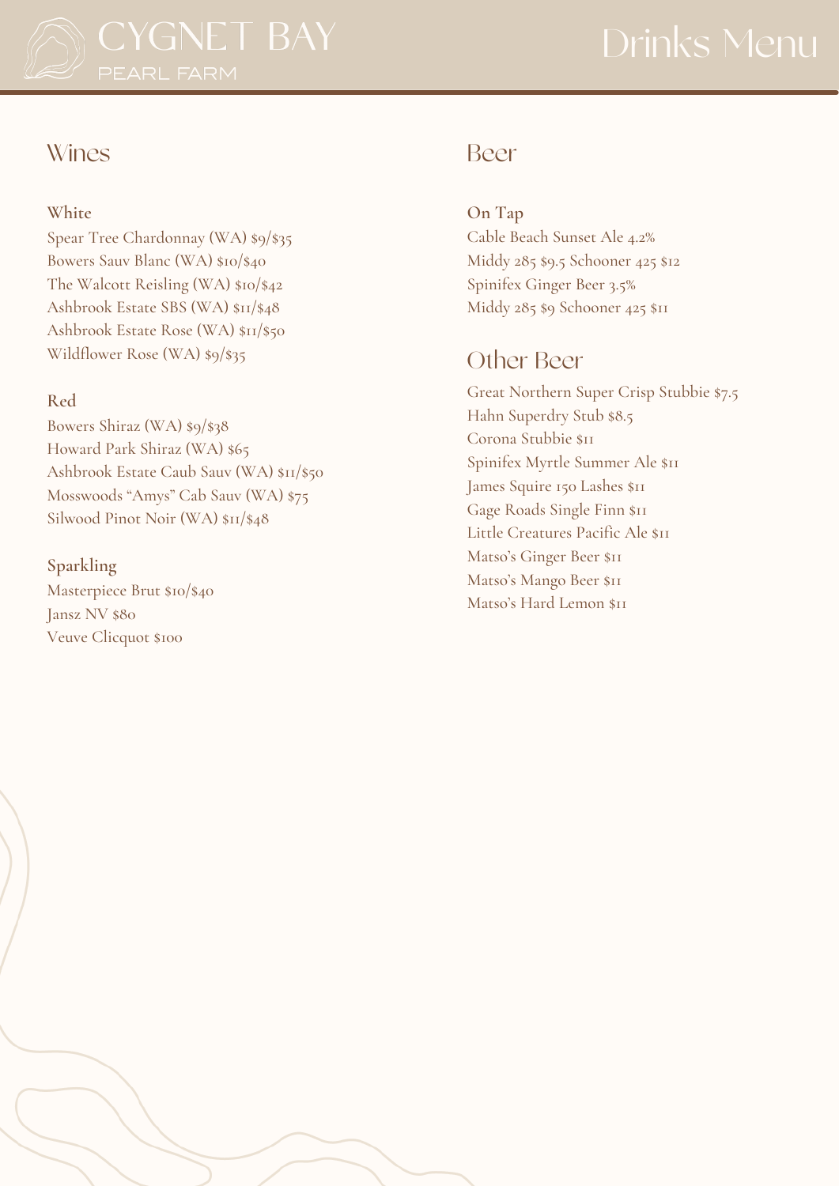# CYGNET BAY PEARL FARM

# Drinks Menu

## Wines

### White

Spear Tree Chardonnay (WA) $9/$35
Bowers Sauv Blanc (WA) $10/$40
The Walcott Reisling (WA) $10/$42
Ashbrook Estate SBS (WA) $11/$48
Ashbrook Estate Rose (WA) $11/$50
Wildflower Rose (WA) $9/$35

### Red

Bowers Shiraz (WA) $9/$38
Howard Park Shiraz (WA) $65
Ashbrook Estate Caub Sauv (WA) $11/$50
Mosswoods "Amys" Cab Sauv (WA) $75
Silwood Pinot Noir (WA) $11/$48

### Sparkling

Masterpiece Brut $10/$40
Jansz NV $80
Veuve Clicquot $100

## Beer

### On Tap

Cable Beach Sunset Ale 4.2%
Middy 285 $9.5 Schooner 425 $12
Spinifex Ginger Beer 3.5%
Middy 285 $9 Schooner 425 $11

## Other Beer

Great Northern Super Crisp Stubbie $7.5
Hahn Superdry Stub $8.5
Corona Stubbie $11
Spinifex Myrtle Summer Ale $11
James Squire 150 Lashes $11
Gage Roads Single Finn $11
Little Creatures Pacific Ale $11
Matso's Ginger Beer $11
Matso's Mango Beer $11
Matso's Hard Lemon $11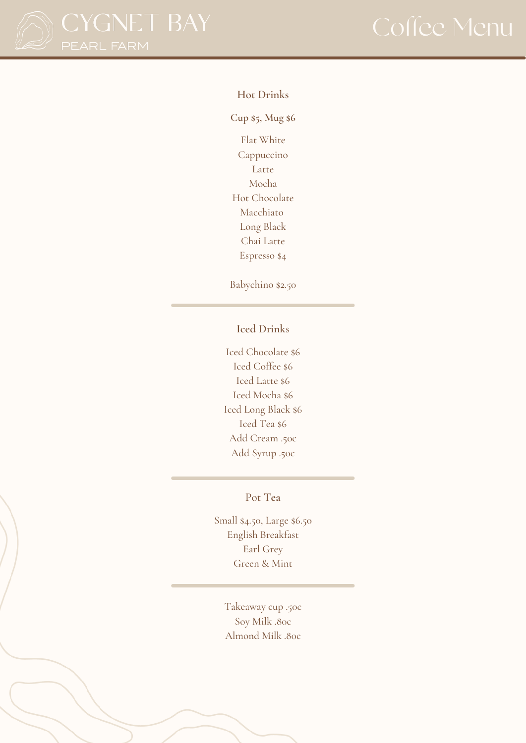# CYGNET BAY PEARL FARM

# Coffee Menu

## Hot Drinks

**Cup $5, Mug $6**

Flat White
Cappuccino
Latte
Mocha
Hot Chocolate
Macchiato
Long Black
Chai Latte
Espresso $4

Babychino $2.50

## Iced Drinks

Iced Chocolate $6
Iced Coffee $6
Iced Latte $6
Iced Mocha $6
Iced Long Black $6
Iced Tea $6
Add Cream .50c
Add Syrup .50c

## Pot Tea

Small $4.50, Large $6.50
English Breakfast
Earl Grey
Green & Mint

Takeaway cup .50c
Soy Milk .80c
Almond Milk .80c